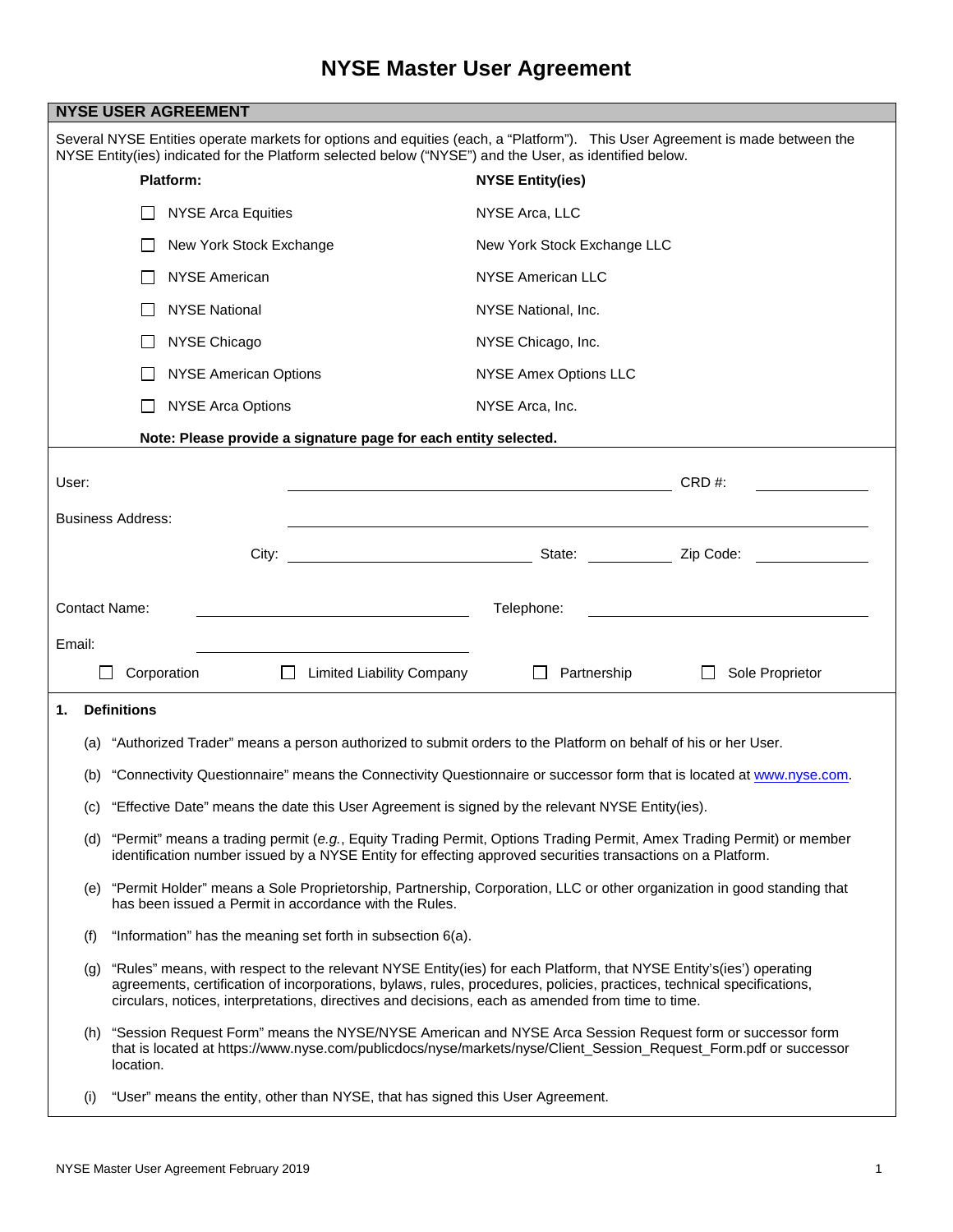# NYSE Master User Agreement

## NYSE USER AGREEMENT

Several NYSE Entities operate markets for options and equities (each, a "Platform"). This User Agreement is made between the NYSE Entity(ies) indicated for the Platform selected below ("NYSE") and the User, as identified below.

| Platform: | NYSE Entity(ies) |
|---|---|
| ☐ NYSE Arca Equities | NYSE Arca, LLC |
| ☐ New York Stock Exchange | New York Stock Exchange LLC |
| ☐ NYSE American | NYSE American LLC |
| ☐ NYSE National | NYSE National, Inc. |
| ☐ NYSE Chicago | NYSE Chicago, Inc. |
| ☐ NYSE American Options | NYSE Amex Options LLC |
| ☐ NYSE Arca Options | NYSE Arca, Inc. |

**Note: Please provide a signature page for each entity selected.**

User: ______________________________ CRD #: ____________

Business Address: ______________________________

City: ____________________ State: __________ Zip Code: ____________

Contact Name: ____________________ Telephone: ____________________

Email: ____________________

☐ Corporation ☐ Limited Liability Company ☐ Partnership ☐ Sole Proprietor

**1. Definitions**

(a) "Authorized Trader" means a person authorized to submit orders to the Platform on behalf of his or her User.

(b) "Connectivity Questionnaire" means the Connectivity Questionnaire or successor form that is located at www.nyse.com.

(c) "Effective Date" means the date this User Agreement is signed by the relevant NYSE Entity(ies).

(d) "Permit" means a trading permit (*e.g.*, Equity Trading Permit, Options Trading Permit, Amex Trading Permit) or member identification number issued by a NYSE Entity for effecting approved securities transactions on a Platform.

(e) "Permit Holder" means a Sole Proprietorship, Partnership, Corporation, LLC or other organization in good standing that has been issued a Permit in accordance with the Rules.

(f) "Information" has the meaning set forth in subsection 6(a).

(g) "Rules" means, with respect to the relevant NYSE Entity(ies) for each Platform, that NYSE Entity's(ies') operating agreements, certification of incorporations, bylaws, rules, procedures, policies, practices, technical specifications, circulars, notices, interpretations, directives and decisions, each as amended from time to time.

(h) "Session Request Form" means the NYSE/NYSE American and NYSE Arca Session Request form or successor form that is located at https://www.nyse.com/publicdocs/nyse/markets/nyse/Client_Session_Request_Form.pdf or successor location.

(i) "User" means the entity, other than NYSE, that has signed this User Agreement.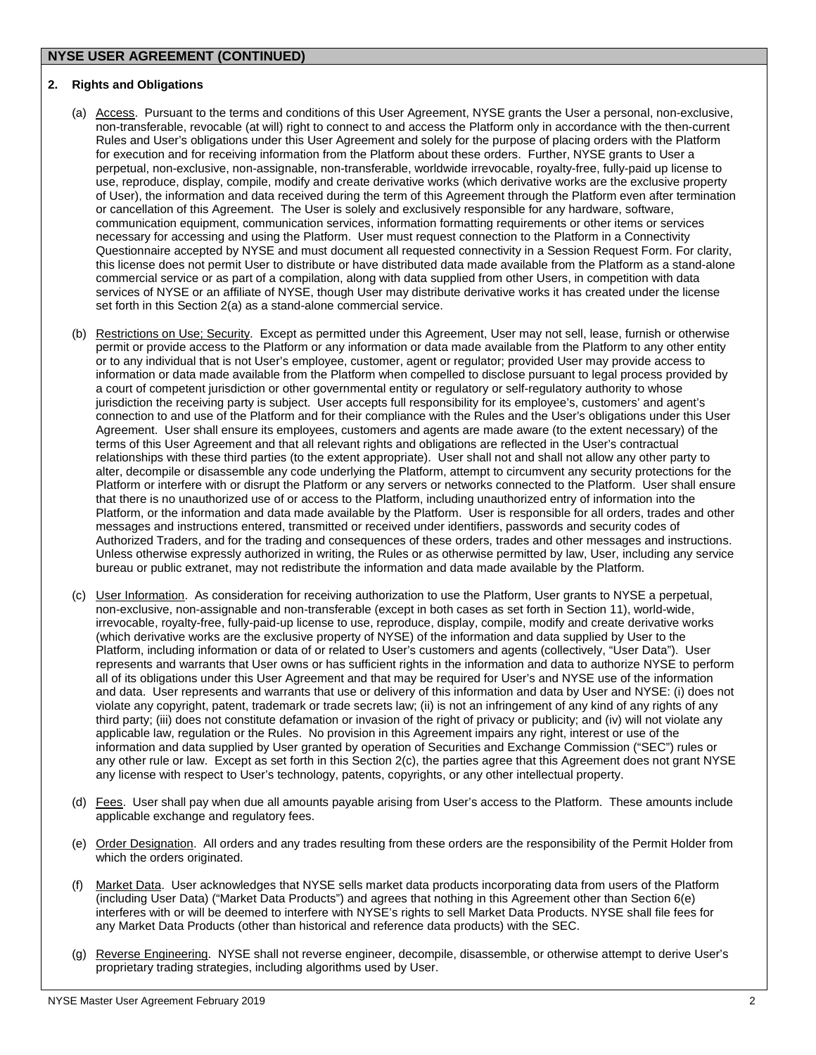## NYSE USER AGREEMENT (CONTINUED)

### 2. Rights and Obligations

(a) Access. Pursuant to the terms and conditions of this User Agreement, NYSE grants the User a personal, non-exclusive, non-transferable, revocable (at will) right to connect to and access the Platform only in accordance with the then-current Rules and User's obligations under this User Agreement and solely for the purpose of placing orders with the Platform for execution and for receiving information from the Platform about these orders. Further, NYSE grants to User a perpetual, non-exclusive, non-assignable, non-transferable, worldwide irrevocable, royalty-free, fully-paid up license to use, reproduce, display, compile, modify and create derivative works (which derivative works are the exclusive property of User), the information and data received during the term of this Agreement through the Platform even after termination or cancellation of this Agreement. The User is solely and exclusively responsible for any hardware, software, communication equipment, communication services, information formatting requirements or other items or services necessary for accessing and using the Platform. User must request connection to the Platform in a Connectivity Questionnaire accepted by NYSE and must document all requested connectivity in a Session Request Form. For clarity, this license does not permit User to distribute or have distributed data made available from the Platform as a stand-alone commercial service or as part of a compilation, along with data supplied from other Users, in competition with data services of NYSE or an affiliate of NYSE, though User may distribute derivative works it has created under the license set forth in this Section 2(a) as a stand-alone commercial service.

(b) Restrictions on Use; Security. Except as permitted under this Agreement, User may not sell, lease, furnish or otherwise permit or provide access to the Platform or any information or data made available from the Platform to any other entity or to any individual that is not User's employee, customer, agent or regulator; provided User may provide access to information or data made available from the Platform when compelled to disclose pursuant to legal process provided by a court of competent jurisdiction or other governmental entity or regulatory or self-regulatory authority to whose jurisdiction the receiving party is subject. User accepts full responsibility for its employee's, customers' and agent's connection to and use of the Platform and for their compliance with the Rules and the User's obligations under this User Agreement. User shall ensure its employees, customers and agents are made aware (to the extent necessary) of the terms of this User Agreement and that all relevant rights and obligations are reflected in the User's contractual relationships with these third parties (to the extent appropriate). User shall not and shall not allow any other party to alter, decompile or disassemble any code underlying the Platform, attempt to circumvent any security protections for the Platform or interfere with or disrupt the Platform or any servers or networks connected to the Platform. User shall ensure that there is no unauthorized use of or access to the Platform, including unauthorized entry of information into the Platform, or the information and data made available by the Platform. User is responsible for all orders, trades and other messages and instructions entered, transmitted or received under identifiers, passwords and security codes of Authorized Traders, and for the trading and consequences of these orders, trades and other messages and instructions. Unless otherwise expressly authorized in writing, the Rules or as otherwise permitted by law, User, including any service bureau or public extranet, may not redistribute the information and data made available by the Platform.

(c) User Information. As consideration for receiving authorization to use the Platform, User grants to NYSE a perpetual, non-exclusive, non-assignable and non-transferable (except in both cases as set forth in Section 11), world-wide, irrevocable, royalty-free, fully-paid-up license to use, reproduce, display, compile, modify and create derivative works (which derivative works are the exclusive property of NYSE) of the information and data supplied by User to the Platform, including information or data of or related to User's customers and agents (collectively, "User Data"). User represents and warrants that User owns or has sufficient rights in the information and data to authorize NYSE to perform all of its obligations under this User Agreement and that may be required for User's and NYSE use of the information and data. User represents and warrants that use or delivery of this information and data by User and NYSE: (i) does not violate any copyright, patent, trademark or trade secrets law; (ii) is not an infringement of any kind of any rights of any third party; (iii) does not constitute defamation or invasion of the right of privacy or publicity; and (iv) will not violate any applicable law, regulation or the Rules. No provision in this Agreement impairs any right, interest or use of the information and data supplied by User granted by operation of Securities and Exchange Commission ("SEC") rules or any other rule or law. Except as set forth in this Section 2(c), the parties agree that this Agreement does not grant NYSE any license with respect to User's technology, patents, copyrights, or any other intellectual property.

(d) Fees. User shall pay when due all amounts payable arising from User's access to the Platform. These amounts include applicable exchange and regulatory fees.

(e) Order Designation. All orders and any trades resulting from these orders are the responsibility of the Permit Holder from which the orders originated.

(f) Market Data. User acknowledges that NYSE sells market data products incorporating data from users of the Platform (including User Data) ("Market Data Products") and agrees that nothing in this Agreement other than Section 6(e) interferes with or will be deemed to interfere with NYSE's rights to sell Market Data Products. NYSE shall file fees for any Market Data Products (other than historical and reference data products) with the SEC.

(g) Reverse Engineering. NYSE shall not reverse engineer, decompile, disassemble, or otherwise attempt to derive User's proprietary trading strategies, including algorithms used by User.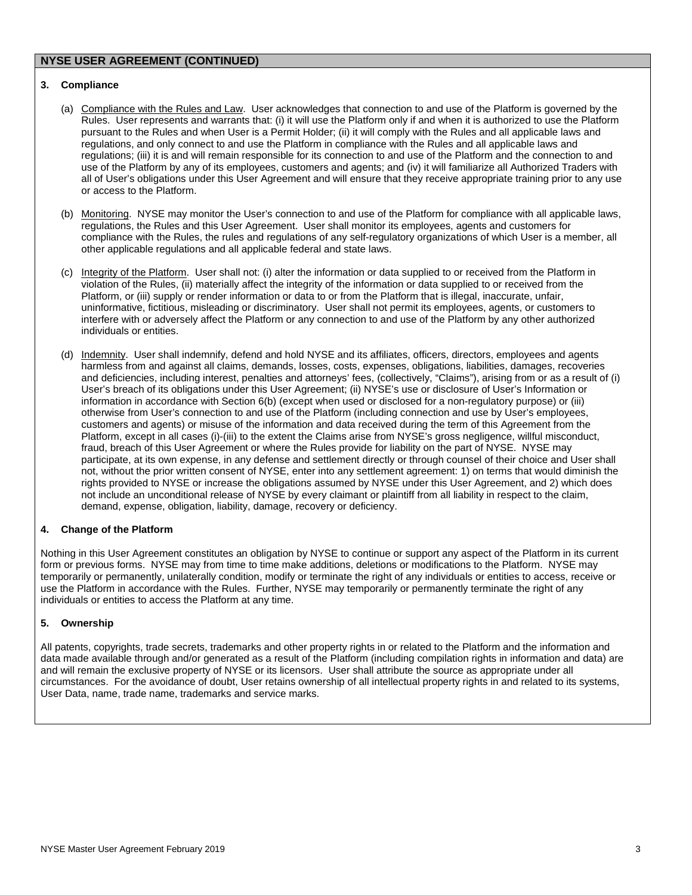## NYSE USER AGREEMENT (CONTINUED)

### 3. Compliance

(a) Compliance with the Rules and Law. User acknowledges that connection to and use of the Platform is governed by the Rules. User represents and warrants that: (i) it will use the Platform only if and when it is authorized to use the Platform pursuant to the Rules and when User is a Permit Holder; (ii) it will comply with the Rules and all applicable laws and regulations, and only connect to and use the Platform in compliance with the Rules and all applicable laws and regulations; (iii) it is and will remain responsible for its connection to and use of the Platform and the connection to and use of the Platform by any of its employees, customers and agents; and (iv) it will familiarize all Authorized Traders with all of User's obligations under this User Agreement and will ensure that they receive appropriate training prior to any use or access to the Platform.

(b) Monitoring. NYSE may monitor the User's connection to and use of the Platform for compliance with all applicable laws, regulations, the Rules and this User Agreement. User shall monitor its employees, agents and customers for compliance with the Rules, the rules and regulations of any self-regulatory organizations of which User is a member, all other applicable regulations and all applicable federal and state laws.

(c) Integrity of the Platform. User shall not: (i) alter the information or data supplied to or received from the Platform in violation of the Rules, (ii) materially affect the integrity of the information or data supplied to or received from the Platform, or (iii) supply or render information or data to or from the Platform that is illegal, inaccurate, unfair, uninformative, fictitious, misleading or discriminatory. User shall not permit its employees, agents, or customers to interfere with or adversely affect the Platform or any connection to and use of the Platform by any other authorized individuals or entities.

(d) Indemnity. User shall indemnify, defend and hold NYSE and its affiliates, officers, directors, employees and agents harmless from and against all claims, demands, losses, costs, expenses, obligations, liabilities, damages, recoveries and deficiencies, including interest, penalties and attorneys' fees, (collectively, "Claims"), arising from or as a result of (i) User's breach of its obligations under this User Agreement; (ii) NYSE's use or disclosure of User's Information or information in accordance with Section 6(b) (except when used or disclosed for a non-regulatory purpose) or (iii) otherwise from User's connection to and use of the Platform (including connection and use by User's employees, customers and agents) or misuse of the information and data received during the term of this Agreement from the Platform, except in all cases (i)-(iii) to the extent the Claims arise from NYSE's gross negligence, willful misconduct, fraud, breach of this User Agreement or where the Rules provide for liability on the part of NYSE. NYSE may participate, at its own expense, in any defense and settlement directly or through counsel of their choice and User shall not, without the prior written consent of NYSE, enter into any settlement agreement: 1) on terms that would diminish the rights provided to NYSE or increase the obligations assumed by NYSE under this User Agreement, and 2) which does not include an unconditional release of NYSE by every claimant or plaintiff from all liability in respect to the claim, demand, expense, obligation, liability, damage, recovery or deficiency.

### 4. Change of the Platform

Nothing in this User Agreement constitutes an obligation by NYSE to continue or support any aspect of the Platform in its current form or previous forms. NYSE may from time to time make additions, deletions or modifications to the Platform. NYSE may temporarily or permanently, unilaterally condition, modify or terminate the right of any individuals or entities to access, receive or use the Platform in accordance with the Rules. Further, NYSE may temporarily or permanently terminate the right of any individuals or entities to access the Platform at any time.

### 5. Ownership

All patents, copyrights, trade secrets, trademarks and other property rights in or related to the Platform and the information and data made available through and/or generated as a result of the Platform (including compilation rights in information and data) are and will remain the exclusive property of NYSE or its licensors. User shall attribute the source as appropriate under all circumstances. For the avoidance of doubt, User retains ownership of all intellectual property rights in and related to its systems, User Data, name, trade name, trademarks and service marks.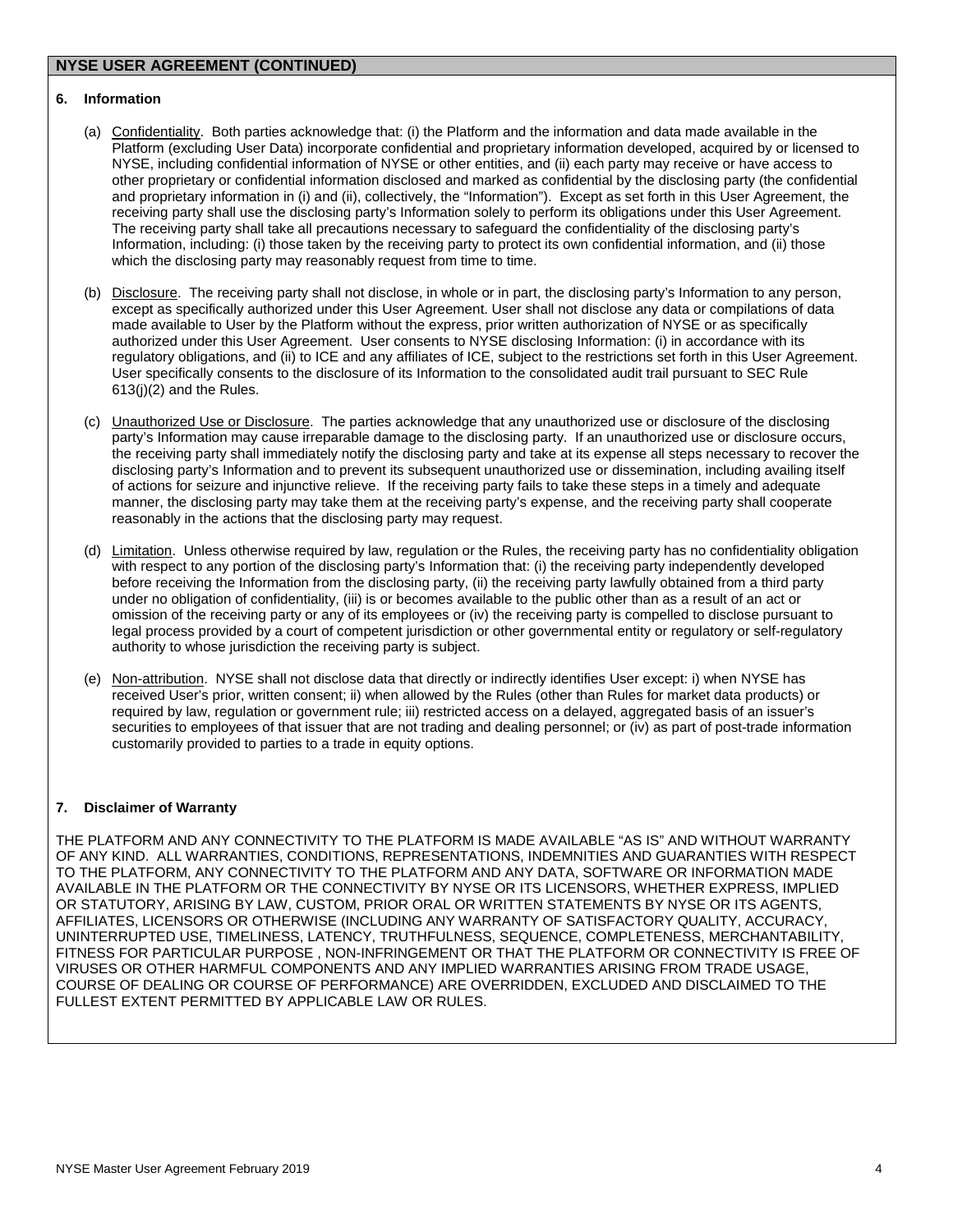## NYSE USER AGREEMENT (CONTINUED)

### 6. Information

(a) Confidentiality. Both parties acknowledge that: (i) the Platform and the information and data made available in the Platform (excluding User Data) incorporate confidential and proprietary information developed, acquired by or licensed to NYSE, including confidential information of NYSE or other entities, and (ii) each party may receive or have access to other proprietary or confidential information disclosed and marked as confidential by the disclosing party (the confidential and proprietary information in (i) and (ii), collectively, the "Information"). Except as set forth in this User Agreement, the receiving party shall use the disclosing party's Information solely to perform its obligations under this User Agreement. The receiving party shall take all precautions necessary to safeguard the confidentiality of the disclosing party's Information, including: (i) those taken by the receiving party to protect its own confidential information, and (ii) those which the disclosing party may reasonably request from time to time.

(b) Disclosure. The receiving party shall not disclose, in whole or in part, the disclosing party's Information to any person, except as specifically authorized under this User Agreement. User shall not disclose any data or compilations of data made available to User by the Platform without the express, prior written authorization of NYSE or as specifically authorized under this User Agreement. User consents to NYSE disclosing Information: (i) in accordance with its regulatory obligations, and (ii) to ICE and any affiliates of ICE, subject to the restrictions set forth in this User Agreement. User specifically consents to the disclosure of its Information to the consolidated audit trail pursuant to SEC Rule 613(j)(2) and the Rules.

(c) Unauthorized Use or Disclosure. The parties acknowledge that any unauthorized use or disclosure of the disclosing party's Information may cause irreparable damage to the disclosing party. If an unauthorized use or disclosure occurs, the receiving party shall immediately notify the disclosing party and take at its expense all steps necessary to recover the disclosing party's Information and to prevent its subsequent unauthorized use or dissemination, including availing itself of actions for seizure and injunctive relieve. If the receiving party fails to take these steps in a timely and adequate manner, the disclosing party may take them at the receiving party's expense, and the receiving party shall cooperate reasonably in the actions that the disclosing party may request.

(d) Limitation. Unless otherwise required by law, regulation or the Rules, the receiving party has no confidentiality obligation with respect to any portion of the disclosing party's Information that: (i) the receiving party independently developed before receiving the Information from the disclosing party, (ii) the receiving party lawfully obtained from a third party under no obligation of confidentiality, (iii) is or becomes available to the public other than as a result of an act or omission of the receiving party or any of its employees or (iv) the receiving party is compelled to disclose pursuant to legal process provided by a court of competent jurisdiction or other governmental entity or regulatory or self-regulatory authority to whose jurisdiction the receiving party is subject.

(e) Non-attribution. NYSE shall not disclose data that directly or indirectly identifies User except: i) when NYSE has received User's prior, written consent; ii) when allowed by the Rules (other than Rules for market data products) or required by law, regulation or government rule; iii) restricted access on a delayed, aggregated basis of an issuer's securities to employees of that issuer that are not trading and dealing personnel; or (iv) as part of post-trade information customarily provided to parties to a trade in equity options.

### 7. Disclaimer of Warranty

THE PLATFORM AND ANY CONNECTIVITY TO THE PLATFORM IS MADE AVAILABLE "AS IS" AND WITHOUT WARRANTY OF ANY KIND. ALL WARRANTIES, CONDITIONS, REPRESENTATIONS, INDEMNITIES AND GUARANTIES WITH RESPECT TO THE PLATFORM, ANY CONNECTIVITY TO THE PLATFORM AND ANY DATA, SOFTWARE OR INFORMATION MADE AVAILABLE IN THE PLATFORM OR THE CONNECTIVITY BY NYSE OR ITS LICENSORS, WHETHER EXPRESS, IMPLIED OR STATUTORY, ARISING BY LAW, CUSTOM, PRIOR ORAL OR WRITTEN STATEMENTS BY NYSE OR ITS AGENTS, AFFILIATES, LICENSORS OR OTHERWISE (INCLUDING ANY WARRANTY OF SATISFACTORY QUALITY, ACCURACY, UNINTERRUPTED USE, TIMELINESS, LATENCY, TRUTHFULNESS, SEQUENCE, COMPLETENESS, MERCHANTABILITY, FITNESS FOR PARTICULAR PURPOSE , NON-INFRINGEMENT OR THAT THE PLATFORM OR CONNECTIVITY IS FREE OF VIRUSES OR OTHER HARMFUL COMPONENTS AND ANY IMPLIED WARRANTIES ARISING FROM TRADE USAGE, COURSE OF DEALING OR COURSE OF PERFORMANCE) ARE OVERRIDDEN, EXCLUDED AND DISCLAIMED TO THE FULLEST EXTENT PERMITTED BY APPLICABLE LAW OR RULES.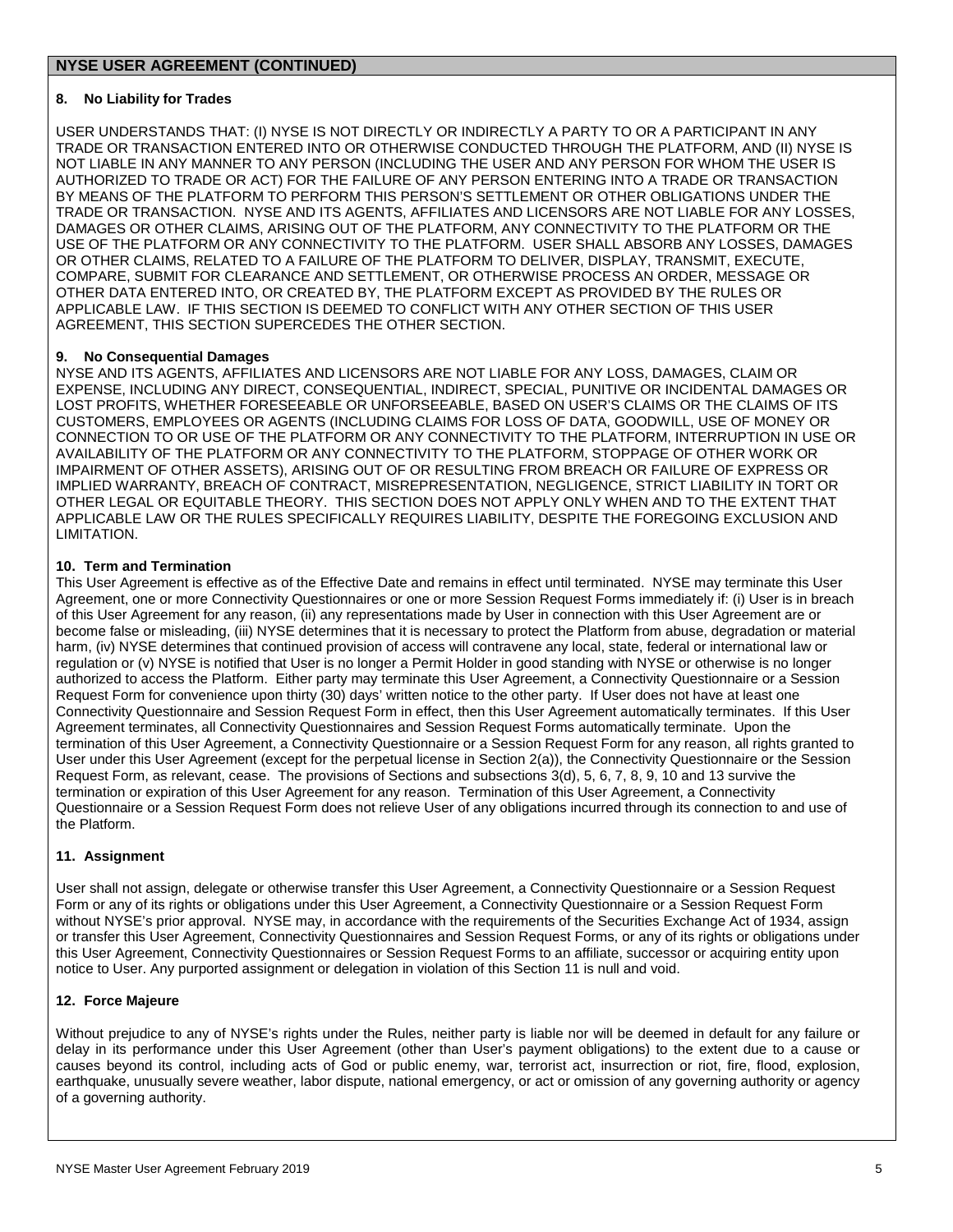## NYSE USER AGREEMENT (CONTINUED)

### 8. No Liability for Trades

USER UNDERSTANDS THAT: (I) NYSE IS NOT DIRECTLY OR INDIRECTLY A PARTY TO OR A PARTICIPANT IN ANY TRADE OR TRANSACTION ENTERED INTO OR OTHERWISE CONDUCTED THROUGH THE PLATFORM, AND (II) NYSE IS NOT LIABLE IN ANY MANNER TO ANY PERSON (INCLUDING THE USER AND ANY PERSON FOR WHOM THE USER IS AUTHORIZED TO TRADE OR ACT) FOR THE FAILURE OF ANY PERSON ENTERING INTO A TRADE OR TRANSACTION BY MEANS OF THE PLATFORM TO PERFORM THIS PERSON'S SETTLEMENT OR OTHER OBLIGATIONS UNDER THE TRADE OR TRANSACTION. NYSE AND ITS AGENTS, AFFILIATES AND LICENSORS ARE NOT LIABLE FOR ANY LOSSES, DAMAGES OR OTHER CLAIMS, ARISING OUT OF THE PLATFORM, ANY CONNECTIVITY TO THE PLATFORM OR THE USE OF THE PLATFORM OR ANY CONNECTIVITY TO THE PLATFORM. USER SHALL ABSORB ANY LOSSES, DAMAGES OR OTHER CLAIMS, RELATED TO A FAILURE OF THE PLATFORM TO DELIVER, DISPLAY, TRANSMIT, EXECUTE, COMPARE, SUBMIT FOR CLEARANCE AND SETTLEMENT, OR OTHERWISE PROCESS AN ORDER, MESSAGE OR OTHER DATA ENTERED INTO, OR CREATED BY, THE PLATFORM EXCEPT AS PROVIDED BY THE RULES OR APPLICABLE LAW. IF THIS SECTION IS DEEMED TO CONFLICT WITH ANY OTHER SECTION OF THIS USER AGREEMENT, THIS SECTION SUPERCEDES THE OTHER SECTION.

### 9. No Consequential Damages

NYSE AND ITS AGENTS, AFFILIATES AND LICENSORS ARE NOT LIABLE FOR ANY LOSS, DAMAGES, CLAIM OR EXPENSE, INCLUDING ANY DIRECT, CONSEQUENTIAL, INDIRECT, SPECIAL, PUNITIVE OR INCIDENTAL DAMAGES OR LOST PROFITS, WHETHER FORESEEABLE OR UNFORSEEABLE, BASED ON USER'S CLAIMS OR THE CLAIMS OF ITS CUSTOMERS, EMPLOYEES OR AGENTS (INCLUDING CLAIMS FOR LOSS OF DATA, GOODWILL, USE OF MONEY OR CONNECTION TO OR USE OF THE PLATFORM OR ANY CONNECTIVITY TO THE PLATFORM, INTERRUPTION IN USE OR AVAILABILITY OF THE PLATFORM OR ANY CONNECTIVITY TO THE PLATFORM, STOPPAGE OF OTHER WORK OR IMPAIRMENT OF OTHER ASSETS), ARISING OUT OF OR RESULTING FROM BREACH OR FAILURE OF EXPRESS OR IMPLIED WARRANTY, BREACH OF CONTRACT, MISREPRESENTATION, NEGLIGENCE, STRICT LIABILITY IN TORT OR OTHER LEGAL OR EQUITABLE THEORY. THIS SECTION DOES NOT APPLY ONLY WHEN AND TO THE EXTENT THAT APPLICABLE LAW OR THE RULES SPECIFICALLY REQUIRES LIABILITY, DESPITE THE FOREGOING EXCLUSION AND LIMITATION.

### 10. Term and Termination

This User Agreement is effective as of the Effective Date and remains in effect until terminated. NYSE may terminate this User Agreement, one or more Connectivity Questionnaires or one or more Session Request Forms immediately if: (i) User is in breach of this User Agreement for any reason, (ii) any representations made by User in connection with this User Agreement are or become false or misleading, (iii) NYSE determines that it is necessary to protect the Platform from abuse, degradation or material harm, (iv) NYSE determines that continued provision of access will contravene any local, state, federal or international law or regulation or (v) NYSE is notified that User is no longer a Permit Holder in good standing with NYSE or otherwise is no longer authorized to access the Platform. Either party may terminate this User Agreement, a Connectivity Questionnaire or a Session Request Form for convenience upon thirty (30) days' written notice to the other party. If User does not have at least one Connectivity Questionnaire and Session Request Form in effect, then this User Agreement automatically terminates. If this User Agreement terminates, all Connectivity Questionnaires and Session Request Forms automatically terminate. Upon the termination of this User Agreement, a Connectivity Questionnaire or a Session Request Form for any reason, all rights granted to User under this User Agreement (except for the perpetual license in Section 2(a)), the Connectivity Questionnaire or the Session Request Form, as relevant, cease. The provisions of Sections and subsections 3(d), 5, 6, 7, 8, 9, 10 and 13 survive the termination or expiration of this User Agreement for any reason. Termination of this User Agreement, a Connectivity Questionnaire or a Session Request Form does not relieve User of any obligations incurred through its connection to and use of the Platform.

### 11. Assignment

User shall not assign, delegate or otherwise transfer this User Agreement, a Connectivity Questionnaire or a Session Request Form or any of its rights or obligations under this User Agreement, a Connectivity Questionnaire or a Session Request Form without NYSE's prior approval. NYSE may, in accordance with the requirements of the Securities Exchange Act of 1934, assign or transfer this User Agreement, Connectivity Questionnaires and Session Request Forms, or any of its rights or obligations under this User Agreement, Connectivity Questionnaires or Session Request Forms to an affiliate, successor or acquiring entity upon notice to User. Any purported assignment or delegation in violation of this Section 11 is null and void.

### 12. Force Majeure

Without prejudice to any of NYSE's rights under the Rules, neither party is liable nor will be deemed in default for any failure or delay in its performance under this User Agreement (other than User's payment obligations) to the extent due to a cause or causes beyond its control, including acts of God or public enemy, war, terrorist act, insurrection or riot, fire, flood, explosion, earthquake, unusually severe weather, labor dispute, national emergency, or act or omission of any governing authority or agency of a governing authority.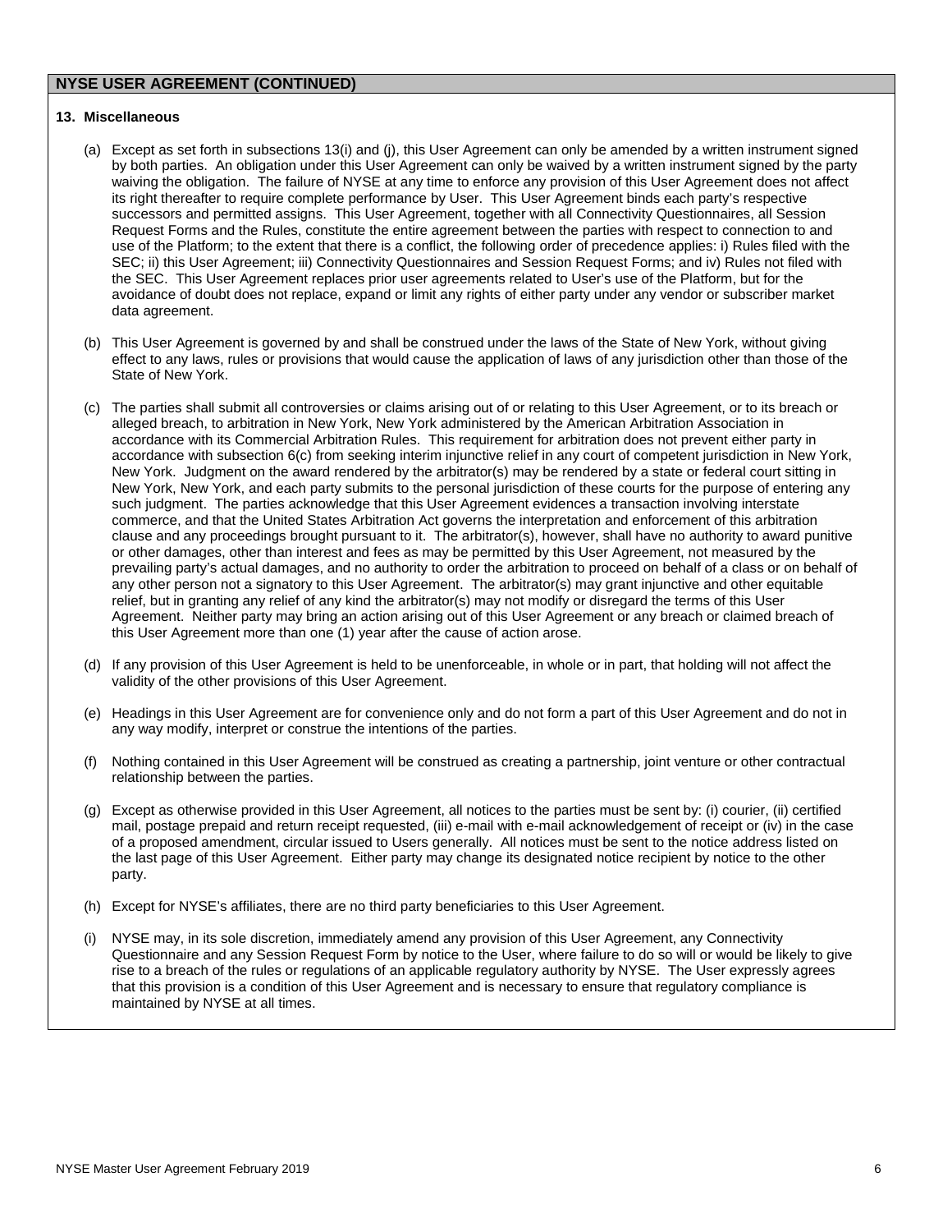## NYSE USER AGREEMENT (CONTINUED)

**13. Miscellaneous**

(a) Except as set forth in subsections 13(i) and (j), this User Agreement can only be amended by a written instrument signed by both parties. An obligation under this User Agreement can only be waived by a written instrument signed by the party waiving the obligation. The failure of NYSE at any time to enforce any provision of this User Agreement does not affect its right thereafter to require complete performance by User. This User Agreement binds each party's respective successors and permitted assigns. This User Agreement, together with all Connectivity Questionnaires, all Session Request Forms and the Rules, constitute the entire agreement between the parties with respect to connection to and use of the Platform; to the extent that there is a conflict, the following order of precedence applies: i) Rules filed with the SEC; ii) this User Agreement; iii) Connectivity Questionnaires and Session Request Forms; and iv) Rules not filed with the SEC. This User Agreement replaces prior user agreements related to User's use of the Platform, but for the avoidance of doubt does not replace, expand or limit any rights of either party under any vendor or subscriber market data agreement.

(b) This User Agreement is governed by and shall be construed under the laws of the State of New York, without giving effect to any laws, rules or provisions that would cause the application of laws of any jurisdiction other than those of the State of New York.

(c) The parties shall submit all controversies or claims arising out of or relating to this User Agreement, or to its breach or alleged breach, to arbitration in New York, New York administered by the American Arbitration Association in accordance with its Commercial Arbitration Rules. This requirement for arbitration does not prevent either party in accordance with subsection 6(c) from seeking interim injunctive relief in any court of competent jurisdiction in New York, New York. Judgment on the award rendered by the arbitrator(s) may be rendered by a state or federal court sitting in New York, New York, and each party submits to the personal jurisdiction of these courts for the purpose of entering any such judgment. The parties acknowledge that this User Agreement evidences a transaction involving interstate commerce, and that the United States Arbitration Act governs the interpretation and enforcement of this arbitration clause and any proceedings brought pursuant to it. The arbitrator(s), however, shall have no authority to award punitive or other damages, other than interest and fees as may be permitted by this User Agreement, not measured by the prevailing party's actual damages, and no authority to order the arbitration to proceed on behalf of a class or on behalf of any other person not a signatory to this User Agreement. The arbitrator(s) may grant injunctive and other equitable relief, but in granting any relief of any kind the arbitrator(s) may not modify or disregard the terms of this User Agreement. Neither party may bring an action arising out of this User Agreement or any breach or claimed breach of this User Agreement more than one (1) year after the cause of action arose.

(d) If any provision of this User Agreement is held to be unenforceable, in whole or in part, that holding will not affect the validity of the other provisions of this User Agreement.

(e) Headings in this User Agreement are for convenience only and do not form a part of this User Agreement and do not in any way modify, interpret or construe the intentions of the parties.

(f) Nothing contained in this User Agreement will be construed as creating a partnership, joint venture or other contractual relationship between the parties.

(g) Except as otherwise provided in this User Agreement, all notices to the parties must be sent by: (i) courier, (ii) certified mail, postage prepaid and return receipt requested, (iii) e-mail with e-mail acknowledgement of receipt or (iv) in the case of a proposed amendment, circular issued to Users generally. All notices must be sent to the notice address listed on the last page of this User Agreement. Either party may change its designated notice recipient by notice to the other party.

(h) Except for NYSE's affiliates, there are no third party beneficiaries to this User Agreement.

(i) NYSE may, in its sole discretion, immediately amend any provision of this User Agreement, any Connectivity Questionnaire and any Session Request Form by notice to the User, where failure to do so will or would be likely to give rise to a breach of the rules or regulations of an applicable regulatory authority by NYSE. The User expressly agrees that this provision is a condition of this User Agreement and is necessary to ensure that regulatory compliance is maintained by NYSE at all times.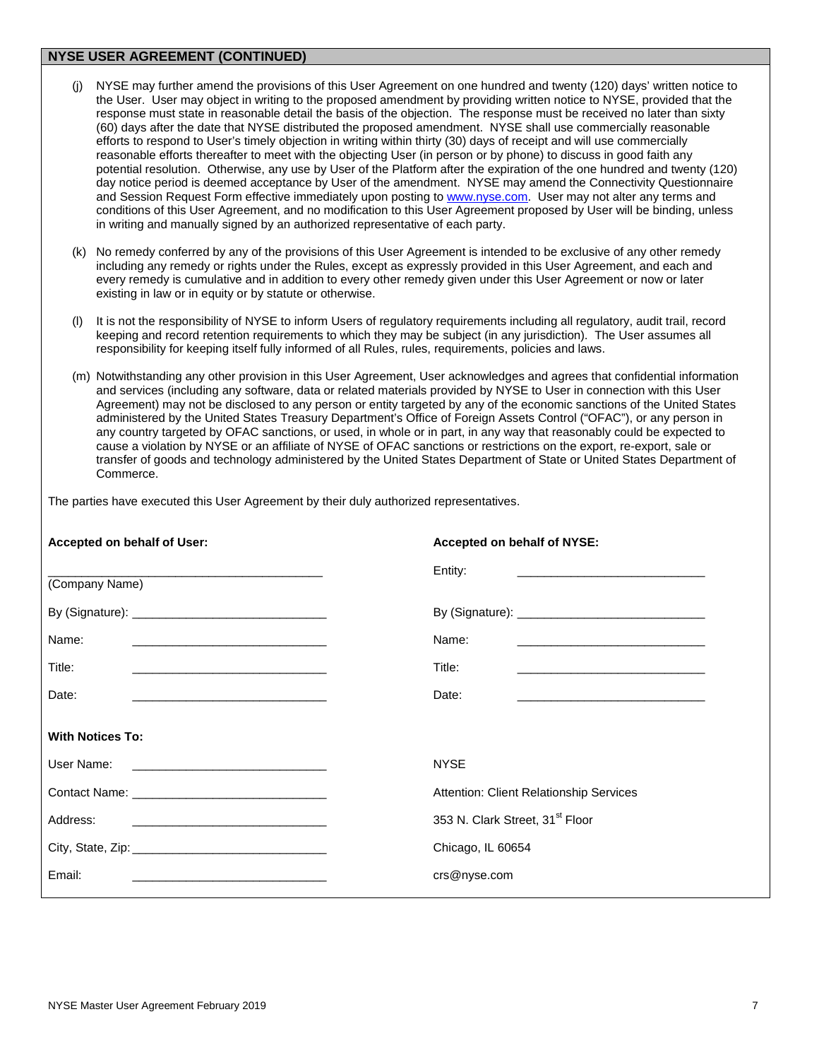## NYSE USER AGREEMENT (CONTINUED)

(j) NYSE may further amend the provisions of this User Agreement on one hundred and twenty (120) days' written notice to the User. User may object in writing to the proposed amendment by providing written notice to NYSE, provided that the response must state in reasonable detail the basis of the objection. The response must be received no later than sixty (60) days after the date that NYSE distributed the proposed amendment. NYSE shall use commercially reasonable efforts to respond to User's timely objection in writing within thirty (30) days of receipt and will use commercially reasonable efforts thereafter to meet with the objecting User (in person or by phone) to discuss in good faith any potential resolution. Otherwise, any use by User of the Platform after the expiration of the one hundred and twenty (120) day notice period is deemed acceptance by User of the amendment. NYSE may amend the Connectivity Questionnaire and Session Request Form effective immediately upon posting to [www.nyse.com](http://www.nyse.com). User may not alter any terms and conditions of this User Agreement, and no modification to this User Agreement proposed by User will be binding, unless in writing and manually signed by an authorized representative of each party.

(k) No remedy conferred by any of the provisions of this User Agreement is intended to be exclusive of any other remedy including any remedy or rights under the Rules, except as expressly provided in this User Agreement, and each and every remedy is cumulative and in addition to every other remedy given under this User Agreement or now or later existing in law or in equity or by statute or otherwise.

(l) It is not the responsibility of NYSE to inform Users of regulatory requirements including all regulatory, audit trail, record keeping and record retention requirements to which they may be subject (in any jurisdiction). The User assumes all responsibility for keeping itself fully informed of all Rules, rules, requirements, policies and laws.

(m) Notwithstanding any other provision in this User Agreement, User acknowledges and agrees that confidential information and services (including any software, data or related materials provided by NYSE to User in connection with this User Agreement) may not be disclosed to any person or entity targeted by any of the economic sanctions of the United States administered by the United States Treasury Department's Office of Foreign Assets Control ("OFAC"), or any person in any country targeted by OFAC sanctions, or used, in whole or in part, in any way that reasonably could be expected to cause a violation by NYSE or an affiliate of NYSE of OFAC sanctions or restrictions on the export, re-export, sale or transfer of goods and technology administered by the United States Department of State or United States Department of Commerce.

The parties have executed this User Agreement by their duly authorized representatives.

| **Accepted on behalf of User:** | **Accepted on behalf of NYSE:** |
|---|---|
| ______________________ (Company Name) | Entity: ______________________ |
| By (Signature): ______________________ | By (Signature): ______________________ |
| Name: ______________________ | Name: ______________________ |
| Title: ______________________ | Title: ______________________ |
| Date: ______________________ | Date: ______________________ |

**With Notices To:**

| | |
|---|---|
| User Name: ______________________ | NYSE |
| Contact Name: ______________________ | Attention: Client Relationship Services |
| Address: ______________________ | 353 N. Clark Street, 31st Floor |
| City, State, Zip: ______________________ | Chicago, IL 60654 |
| Email: ______________________ | crs@nyse.com |